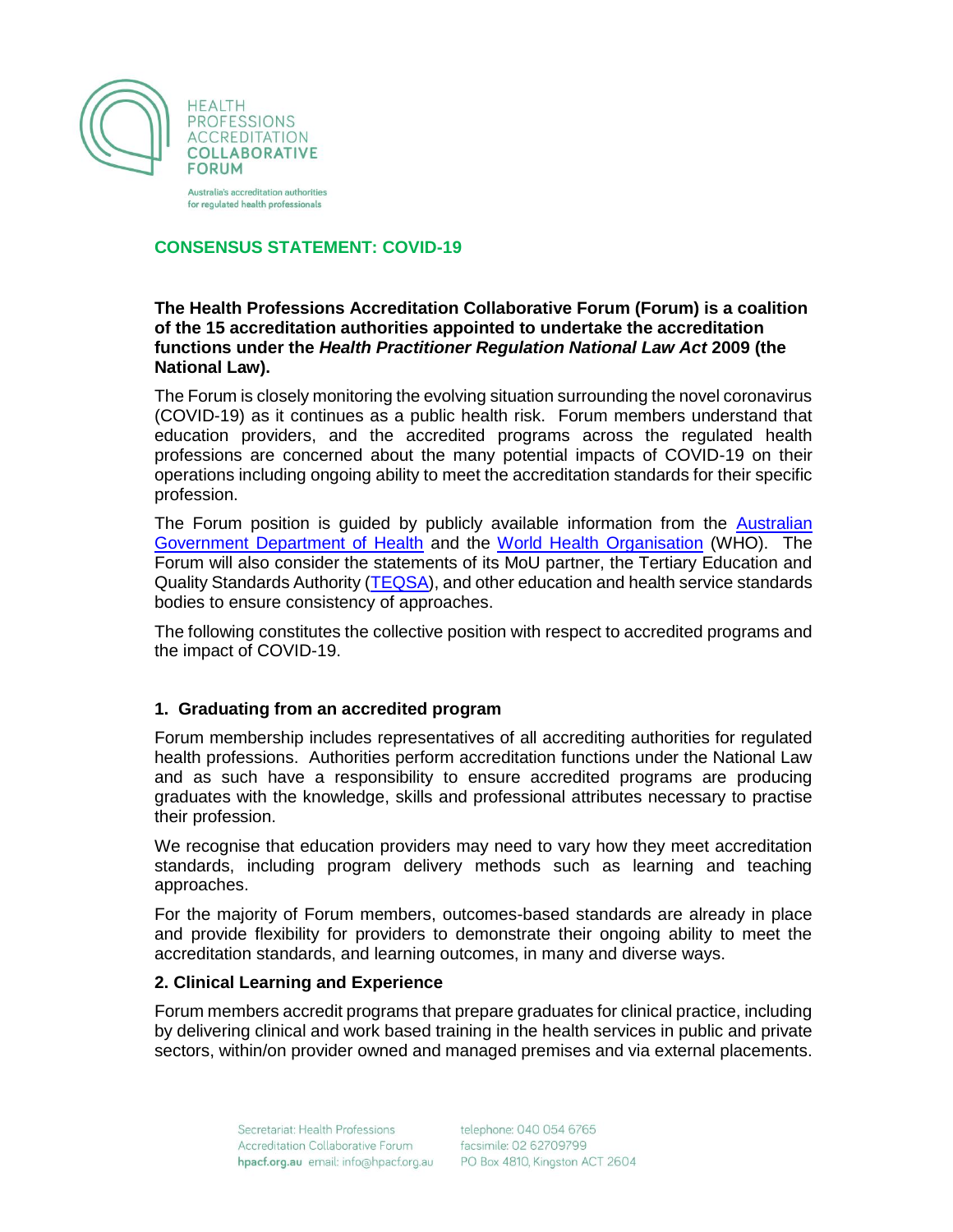HEALTH PROFESSIONS ACCREDITATION COLLABORATIVE FORUM

Australia's accreditation authorities for regulated health professionals

# CONSENSUS STATEMENT: COVID-19

**The Health Professions Accreditation Collaborative Forum (Forum) is a coalition of the 15 accreditation authorities appointed to undertake the accreditation functions under the *Health Practitioner Regulation National Law Act* 2009 (the National Law).**

The Forum is closely monitoring the evolving situation surrounding the novel coronavirus (COVID-19) as it continues as a public health risk. Forum members understand that education providers, and the accredited programs across the regulated health professions are concerned about the many potential impacts of COVID-19 on their operations including ongoing ability to meet the accreditation standards for their specific profession.

The Forum position is guided by publicly available information from the Australian Government Department of Health and the World Health Organisation (WHO). The Forum will also consider the statements of its MoU partner, the Tertiary Education and Quality Standards Authority (TEQSA), and other education and health service standards bodies to ensure consistency of approaches.

The following constitutes the collective position with respect to accredited programs and the impact of COVID-19.

## 1. Graduating from an accredited program

Forum membership includes representatives of all accrediting authorities for regulated health professions. Authorities perform accreditation functions under the National Law and as such have a responsibility to ensure accredited programs are producing graduates with the knowledge, skills and professional attributes necessary to practise their profession.

We recognise that education providers may need to vary how they meet accreditation standards, including program delivery methods such as learning and teaching approaches.

For the majority of Forum members, outcomes-based standards are already in place and provide flexibility for providers to demonstrate their ongoing ability to meet the accreditation standards, and learning outcomes, in many and diverse ways.

## 2. Clinical Learning and Experience

Forum members accredit programs that prepare graduates for clinical practice, including by delivering clinical and work based training in the health services in public and private sectors, within/on provider owned and managed premises and via external placements.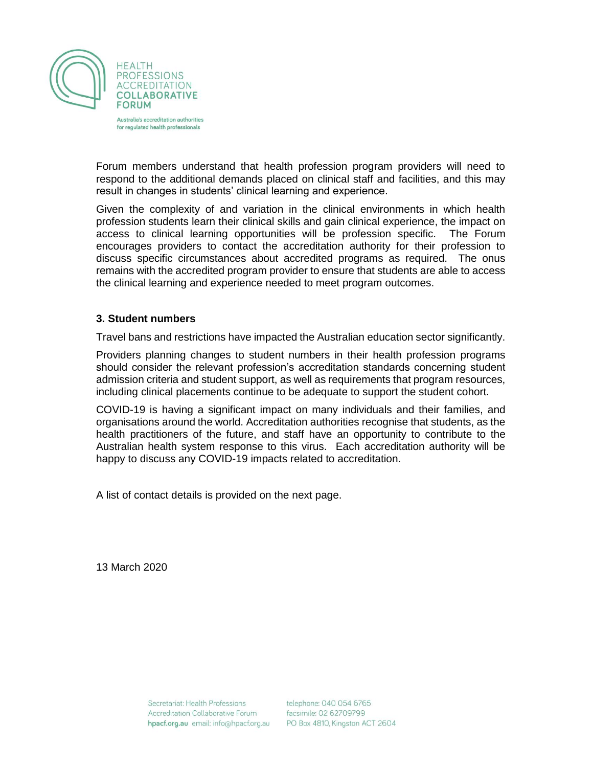Forum members understand that health profession program providers will need to respond to the additional demands placed on clinical staff and facilities, and this may result in changes in students' clinical learning and experience.

Given the complexity of and variation in the clinical environments in which health profession students learn their clinical skills and gain clinical experience, the impact on access to clinical learning opportunities will be profession specific. The Forum encourages providers to contact the accreditation authority for their profession to discuss specific circumstances about accredited programs as required. The onus remains with the accredited program provider to ensure that students are able to access the clinical learning and experience needed to meet program outcomes.

### 3. Student numbers

Travel bans and restrictions have impacted the Australian education sector significantly.

Providers planning changes to student numbers in their health profession programs should consider the relevant profession's accreditation standards concerning student admission criteria and student support, as well as requirements that program resources, including clinical placements continue to be adequate to support the student cohort.

COVID-19 is having a significant impact on many individuals and their families, and organisations around the world. Accreditation authorities recognise that students, as the health practitioners of the future, and staff have an opportunity to contribute to the Australian health system response to this virus. Each accreditation authority will be happy to discuss any COVID-19 impacts related to accreditation.

A list of contact details is provided on the next page.

13 March 2020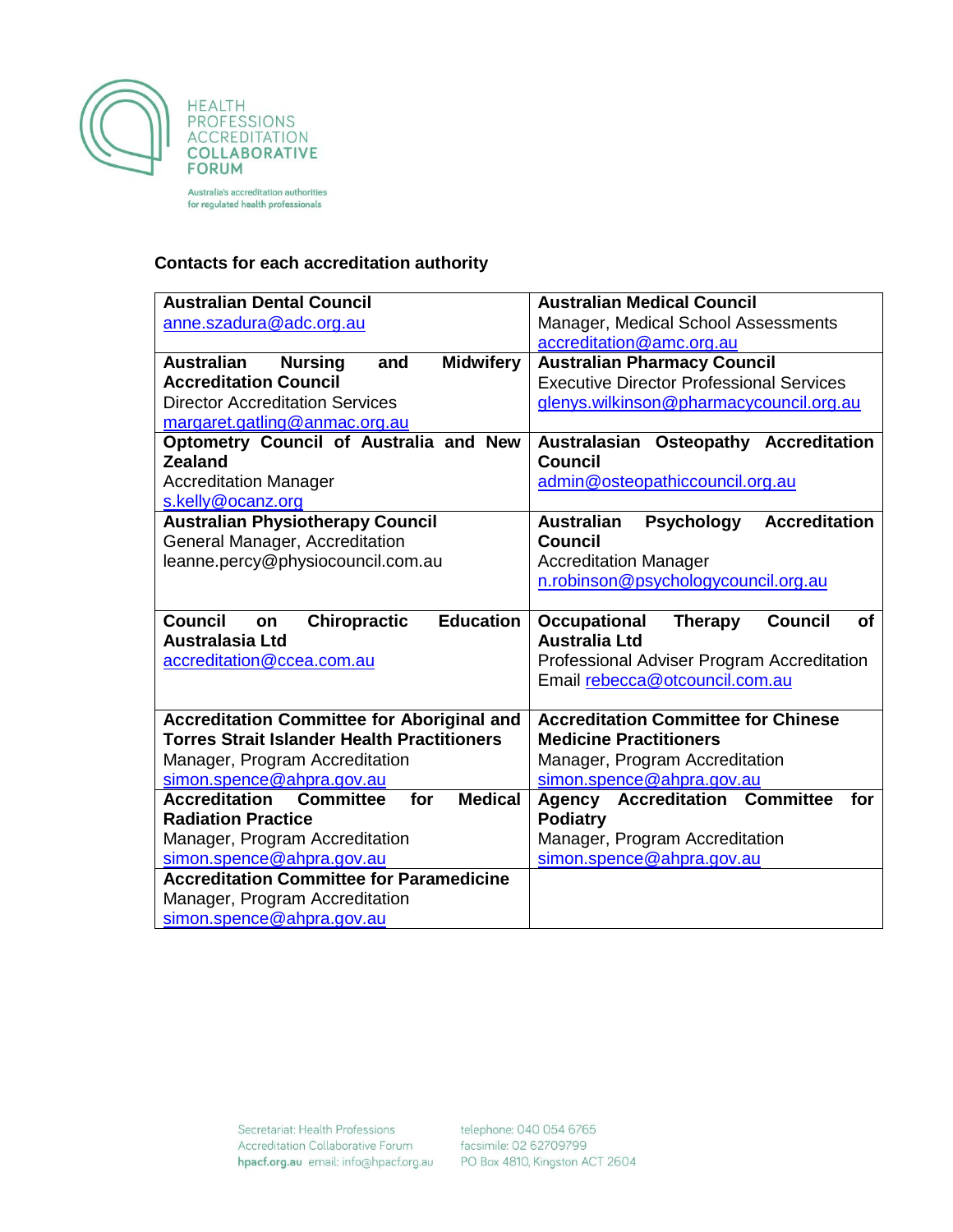HEALTH PROFESSIONS ACCREDITATION COLLABORATIVE FORUM

Australia's accreditation authorities for regulated health professionals

**Contacts for each accreditation authority**

| | |
|---|---|
| **Australian Dental Council**<br>anne.szadura@adc.org.au | **Australian Medical Council**<br>Manager, Medical School Assessments<br>accreditation@amc.org.au |
| **Australian Nursing and Midwifery Accreditation Council**<br>Director Accreditation Services<br>margaret.gatling@anmac.org.au | **Australian Pharmacy Council**<br>Executive Director Professional Services<br>glenys.wilkinson@pharmacycouncil.org.au |
| **Optometry Council of Australia and New Zealand**<br>Accreditation Manager<br>s.kelly@ocanz.org | **Australasian Osteopathy Accreditation Council**<br>admin@osteopathiccouncil.org.au |
| **Australian Physiotherapy Council**<br>General Manager, Accreditation<br>leanne.percy@physiocouncil.com.au | **Australian Psychology Accreditation Council**<br>Accreditation Manager<br>n.robinson@psychologycouncil.org.au |
| **Council on Chiropractic Education Australasia Ltd**<br>accreditation@ccea.com.au | **Occupational Therapy Council of Australia Ltd**<br>Professional Adviser Program Accreditation<br>Email rebecca@otcouncil.com.au |
| **Accreditation Committee for Aboriginal and Torres Strait Islander Health Practitioners**<br>Manager, Program Accreditation<br>simon.spence@ahpra.gov.au | **Accreditation Committee for Chinese Medicine Practitioners**<br>Manager, Program Accreditation<br>simon.spence@ahpra.gov.au |
| **Accreditation Committee for Medical Radiation Practice**<br>Manager, Program Accreditation<br>simon.spence@ahpra.gov.au | **Agency Accreditation Committee for Podiatry**<br>Manager, Program Accreditation<br>simon.spence@ahpra.gov.au |
| **Accreditation Committee for Paramedicine**<br>Manager, Program Accreditation<br>simon.spence@ahpra.gov.au | |

Secretariat: Health Professions Accreditation Collaborative Forum
hpacf.org.au email: info@hpacf.org.au
telephone: 040 054 6765
facsimile: 02 62709799
PO Box 4810, Kingston ACT 2604